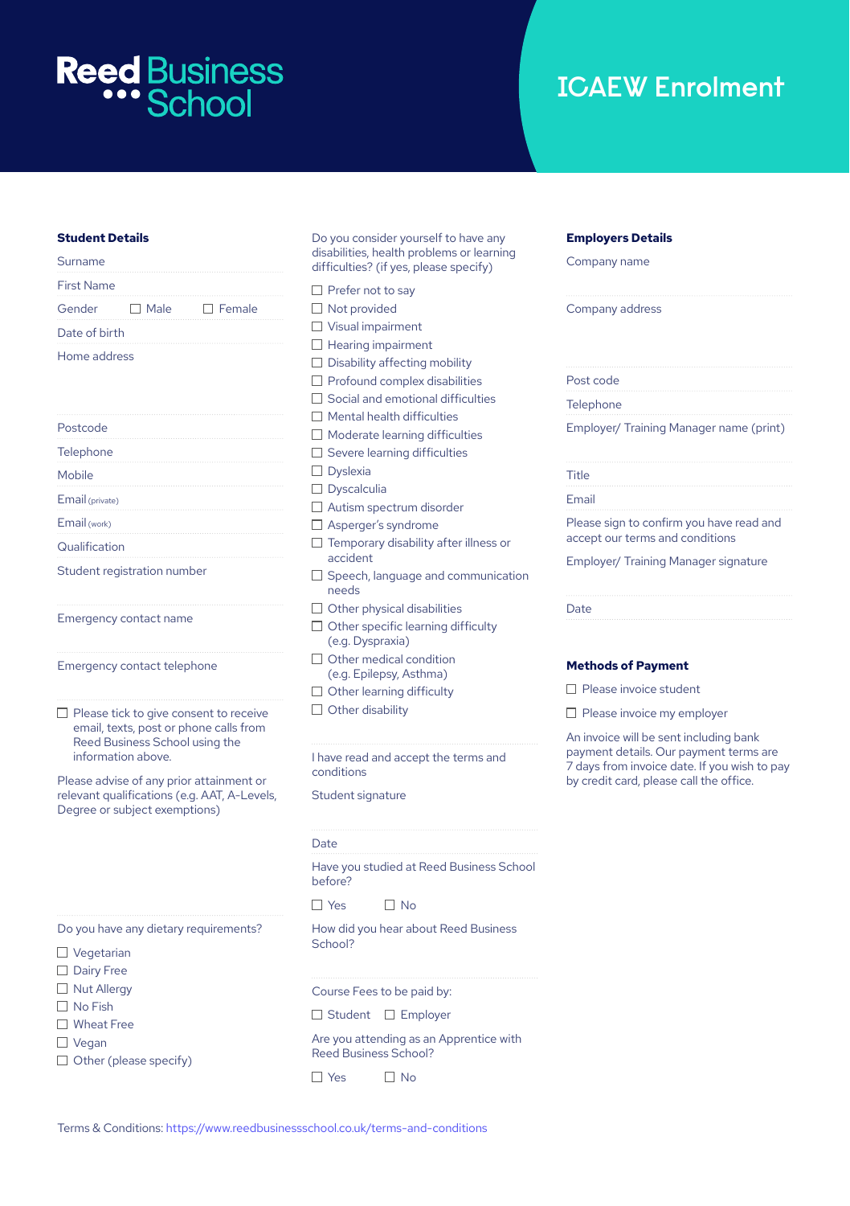Reed Business School

# ICAEW Enrolment

## Student Details

Surname

First Name

Gender ☐ Male ☐ Female

Date of birth

Home address

Postcode

Telephone

Mobile

Email (private)

Email (work)

Qualification

Student registration number

Emergency contact name

Emergency contact telephone

☐ Please tick to give consent to receive email, texts, post or phone calls from Reed Business School using the information above.

Please advise of any prior attainment or relevant qualifications (e.g. AAT, A-Levels, Degree or subject exemptions)

Do you have any dietary requirements?

- ☐ Vegetarian
- ☐ Dairy Free
- ☐ Nut Allergy
- ☐ No Fish
- ☐ Wheat Free
- ☐ Vegan
- ☐ Other (please specify)

Do you consider yourself to have any disabilities, health problems or learning difficulties? (if yes, please specify)

- ☐ Prefer not to say
- ☐ Not provided
- ☐ Visual impairment
- ☐ Hearing impairment
- ☐ Disability affecting mobility
- ☐ Profound complex disabilities
- ☐ Social and emotional difficulties
- ☐ Mental health difficulties
- ☐ Moderate learning difficulties
- ☐ Severe learning difficulties
- ☐ Dyslexia
- ☐ Dyscalculia
- ☐ Autism spectrum disorder
- ☐ Asperger's syndrome
- ☐ Temporary disability after illness or accident
- ☐ Speech, language and communication needs
- ☐ Other physical disabilities
- ☐ Other specific learning difficulty (e.g. Dyspraxia)
- ☐ Other medical condition (e.g. Epilepsy, Asthma)
- ☐ Other learning difficulty
- ☐ Other disability

I have read and accept the terms and conditions

Student signature

Date

Have you studied at Reed Business School before?

☐ Yes ☐ No

How did you hear about Reed Business School?

Course Fees to be paid by:

☐ Student ☐ Employer

Are you attending as an Apprentice with Reed Business School?

☐ Yes ☐ No

## Employers Details

Company name

Company address

Post code

Telephone

Employer/ Training Manager name (print)

Title

Email

Please sign to confirm you have read and accept our terms and conditions

Employer/ Training Manager signature

Date

## Methods of Payment

☐ Please invoice student

☐ Please invoice my employer

An invoice will be sent including bank payment details. Our payment terms are 7 days from invoice date. If you wish to pay by credit card, please call the office.

Terms & Conditions: https://www.reedbusinessschool.co.uk/terms-and-conditions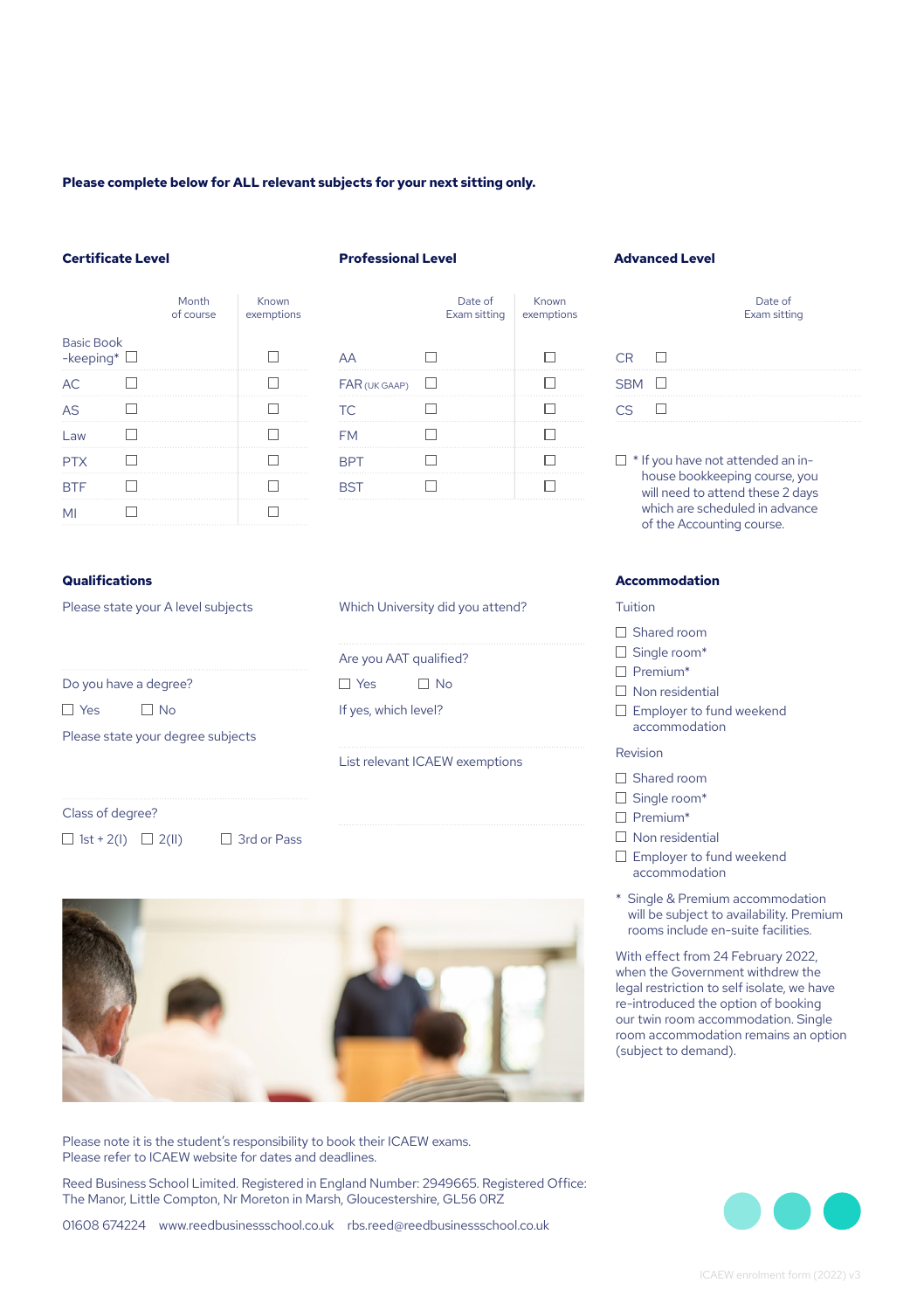**Please complete below for ALL relevant subjects for your next sitting only.**

### Certificate Level

| | Month of course | Known exemptions |
|---|---|---|
| Basic Book -keeping* | ☐ | ☐ |
| AC | ☐ | ☐ |
| AS | ☐ | ☐ |
| Law | ☐ | ☐ |
| PTX | ☐ | ☐ |
| BTF | ☐ | ☐ |
| MI | ☐ | ☐ |

### Professional Level

| | Date of Exam sitting | Known exemptions |
|---|---|---|
| AA | ☐ | ☐ |
| FAR (UK GAAP) | ☐ | ☐ |
| TC | ☐ | ☐ |
| FM | ☐ | ☐ |
| BPT | ☐ | ☐ |
| BST | ☐ | ☐ |

### Advanced Level

| | Date of Exam sitting |
|---|---|
| CR | ☐ |
| SBM | ☐ |
| CS | ☐ |

☐ * If you have not attended an in-house bookkeeping course, you will need to attend these 2 days which are scheduled in advance of the Accounting course.

### Qualifications

Please state your A level subjects

Do you have a degree?

☐ Yes ☐ No

Please state your degree subjects

Class of degree?

☐ 1st + 2(I) ☐ 2(II) ☐ 3rd or Pass

Which University did you attend?

Are you AAT qualified?

☐ Yes ☐ No

If yes, which level?

List relevant ICAEW exemptions

### Accommodation

Tuition

- ☐ Shared room
- ☐ Single room*
- ☐ Premium*
- ☐ Non residential
- ☐ Employer to fund weekend accommodation

Revision

- ☐ Shared room
- ☐ Single room*
- ☐ Premium*
- ☐ Non residential
- ☐ Employer to fund weekend accommodation

\* Single & Premium accommodation will be subject to availability. Premium rooms include en-suite facilities.

With effect from 24 February 2022, when the Government withdrew the legal restriction to self isolate, we have re-introduced the option of booking our twin room accommodation. Single room accommodation remains an option (subject to demand).

Please note it is the student's responsibility to book their ICAEW exams.
Please refer to ICAEW website for dates and deadlines.

Reed Business School Limited. Registered in England Number: 2949665. Registered Office: The Manor, Little Compton, Nr Moreton in Marsh, Gloucestershire, GL56 0RZ

01608 674224 www.reedbusinessschool.co.uk rbs.reed@reedbusinessschool.co.uk

ICAEW enrolment form (2022) v3